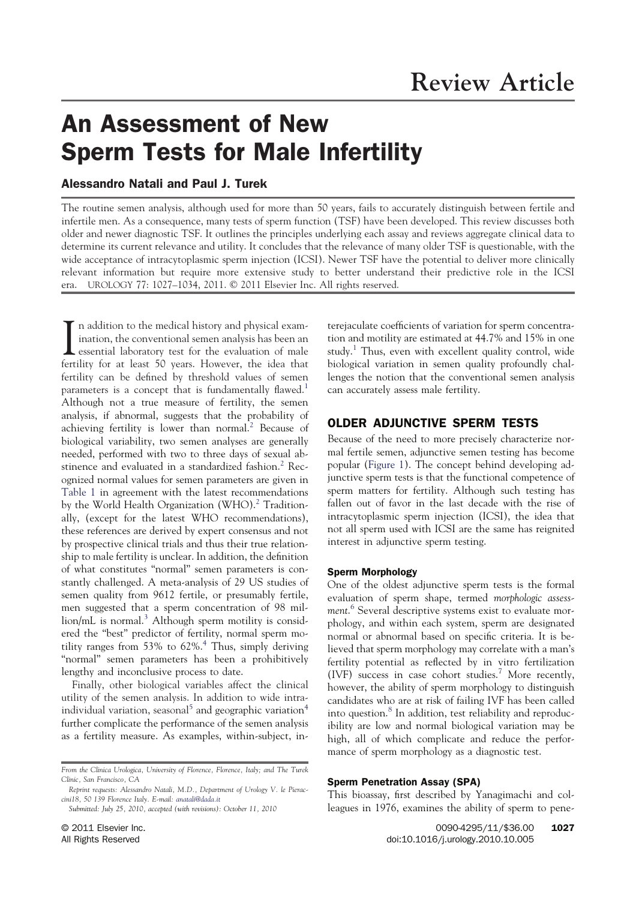# Review Article

# An Assessment of New Sperm Tests for Male Infertility

**Alessandro Natali and Paul J. Turek**

The routine semen analysis, although used for more than 50 years, fails to accurately distinguish between fertile and infertile men. As a consequence, many tests of sperm function (TSF) have been developed. This review discusses both older and newer diagnostic TSF. It outlines the principles underlying each assay and reviews aggregate clinical data to determine its current relevance and utility. It concludes that the relevance of many older TSF is questionable, with the wide acceptance of intracytoplasmic sperm injection (ICSI). Newer TSF have the potential to deliver more clinically relevant information but require more extensive study to better understand their predictive role in the ICSI era. UROLOGY 77: 1027–1034, 2011. © 2011 Elsevier Inc. All rights reserved.

In addition to the medical history and physical examination, the conventional semen analysis has been an essential laboratory test for the evaluation of male fertility for at least 50 years. However, the idea that fertility can be defined by threshold values of semen parameters is a concept that is fundamentally flawed.[1] Although not a true measure of fertility, the semen analysis, if abnormal, suggests that the probability of achieving fertility is lower than normal.[2] Because of biological variability, two semen analyses are generally needed, performed with two to three days of sexual abstinence and evaluated in a standardized fashion.[2] Recognized normal values for semen parameters are given in Table 1 in agreement with the latest recommendations by the World Health Organization (WHO).[2] Traditionally, (except for the latest WHO recommendations), these references are derived by expert consensus and not by prospective clinical trials and thus their true relationship to male fertility is unclear. In addition, the definition of what constitutes "normal" semen parameters is constantly challenged. A meta-analysis of 29 US studies of semen quality from 9612 fertile, or presumably fertile, men suggested that a sperm concentration of 98 million/mL is normal.[3] Although sperm motility is considered the "best" predictor of fertility, normal sperm motility ranges from 53% to 62%.[4] Thus, simply deriving "normal" semen parameters has been a prohibitively lengthy and inconclusive process to date.

Finally, other biological variables affect the clinical utility of the semen analysis. In addition to wide intraindividual variation, seasonal[5] and geographic variation[4] further complicate the performance of the semen analysis as a fertility measure. As examples, within-subject, interejaculate coefficients of variation for sperm concentration and motility are estimated at 44.7% and 15% in one study.[1] Thus, even with excellent quality control, wide biological variation in semen quality profoundly challenges the notion that the conventional semen analysis can accurately assess male fertility.

## OLDER ADJUNCTIVE SPERM TESTS

Because of the need to more precisely characterize normal fertile semen, adjunctive semen testing has become popular (Figure 1). The concept behind developing adjunctive sperm tests is that the functional competence of sperm matters for fertility. Although such testing has fallen out of favor in the last decade with the rise of intracytoplasmic sperm injection (ICSI), the idea that not all sperm used with ICSI are the same has reignited interest in adjunctive sperm testing.

### Sperm Morphology

One of the oldest adjunctive sperm tests is the formal evaluation of sperm shape, termed *morphologic assessment*.[6] Several descriptive systems exist to evaluate morphology, and within each system, sperm are designated normal or abnormal based on specific criteria. It is believed that sperm morphology may correlate with a man's fertility potential as reflected by in vitro fertilization (IVF) success in case cohort studies.[7] More recently, however, the ability of sperm morphology to distinguish candidates who are at risk of failing IVF has been called into question.[8] In addition, test reliability and reproducibility are low and normal biological variation may be high, all of which complicate and reduce the performance of sperm morphology as a diagnostic test.

### Sperm Penetration Assay (SPA)

This bioassay, first described by Yanagimachi and colleagues in 1976, examines the ability of sperm to pene-

*From the Clinica Urologica, University of Florence, Florence, Italy; and The Turek Clinic, San Francisco, CA*

*Reprint requests: Alessandro Natali, M.D., Department of Urology V. le Pieraccini18, 50 139 Florence Italy. E-mail: anatali@dada.it*

*Submitted: July 25, 2010, accepted (with revisions): October 11, 2010*

© 2011 Elsevier Inc.
All Rights Reserved

0090-4295/11/$36.00
doi:10.1016/j.urology.2010.10.005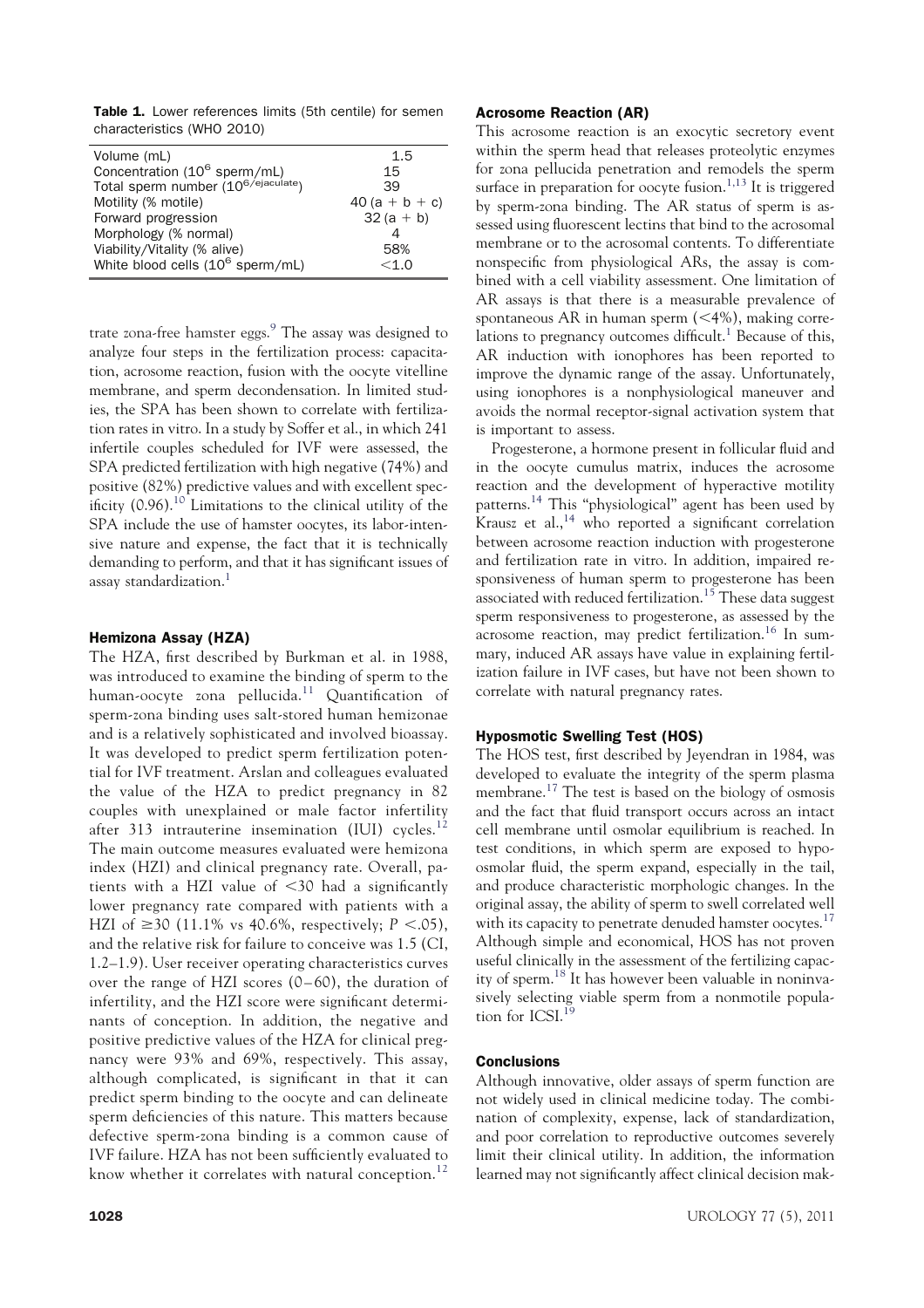**Table 1.** Lower references limits (5th centile) for semen characteristics (WHO 2010)

| | |
|---|---|
| Volume (mL) | 1.5 |
| Concentration ($10^6$ sperm/mL) | 15 |
| Total sperm number ($10^{6/\text{ejaculate}}$) | 39 |
| Motility (% motile) | 40 (a + b + c) |
| Forward progression | 32 (a + b) |
| Morphology (% normal) | 4 |
| Viability/Vitality (% alive) | 58% |
| White blood cells ($10^6$ sperm/mL) | <1.0 |

trate zona-free hamster eggs.[9] The assay was designed to analyze four steps in the fertilization process: capacitation, acrosome reaction, fusion with the oocyte vitelline membrane, and sperm decondensation. In limited studies, the SPA has been shown to correlate with fertilization rates in vitro. In a study by Soffer et al., in which 241 infertile couples scheduled for IVF were assessed, the SPA predicted fertilization with high negative (74%) and positive (82%) predictive values and with excellent specificity (0.96).[10] Limitations to the clinical utility of the SPA include the use of hamster oocytes, its labor-intensive nature and expense, the fact that it is technically demanding to perform, and that it has significant issues of assay standardization.[1]

### Hemizona Assay (HZA)

The HZA, first described by Burkman et al. in 1988, was introduced to examine the binding of sperm to the human-oocyte zona pellucida.[11] Quantification of sperm-zona binding uses salt-stored human hemizonae and is a relatively sophisticated and involved bioassay. It was developed to predict sperm fertilization potential for IVF treatment. Arslan and colleagues evaluated the value of the HZA to predict pregnancy in 82 couples with unexplained or male factor infertility after 313 intrauterine insemination (IUI) cycles.[12] The main outcome measures evaluated were hemizona index (HZI) and clinical pregnancy rate. Overall, patients with a HZI value of <30 had a significantly lower pregnancy rate compared with patients with a HZI of ≥30 (11.1% vs 40.6%, respectively; $P < .05$), and the relative risk for failure to conceive was 1.5 (CI, 1.2–1.9). User receiver operating characteristics curves over the range of HZI scores (0–60), the duration of infertility, and the HZI score were significant determinants of conception. In addition, the negative and positive predictive values of the HZA for clinical pregnancy were 93% and 69%, respectively. This assay, although complicated, is significant in that it can predict sperm binding to the oocyte and can delineate sperm deficiencies of this nature. This matters because defective sperm-zona binding is a common cause of IVF failure. HZA has not been sufficiently evaluated to know whether it correlates with natural conception.[12]

### Acrosome Reaction (AR)

This acrosome reaction is an exocytic secretory event within the sperm head that releases proteolytic enzymes for zona pellucida penetration and remodels the sperm surface in preparation for oocyte fusion.[1,13] It is triggered by sperm-zona binding. The AR status of sperm is assessed using fluorescent lectins that bind to the acrosomal membrane or to the acrosomal contents. To differentiate nonspecific from physiological ARs, the assay is combined with a cell viability assessment. One limitation of AR assays is that there is a measurable prevalence of spontaneous AR in human sperm (<4%), making correlations to pregnancy outcomes difficult.[1] Because of this, AR induction with ionophores has been reported to improve the dynamic range of the assay. Unfortunately, using ionophores is a nonphysiological maneuver and avoids the normal receptor-signal activation system that is important to assess.

Progesterone, a hormone present in follicular fluid and in the oocyte cumulus matrix, induces the acrosome reaction and the development of hyperactive motility patterns.[14] This "physiological" agent has been used by Krausz et al.,[14] who reported a significant correlation between acrosome reaction induction with progesterone and fertilization rate in vitro. In addition, impaired responsiveness of human sperm to progesterone has been associated with reduced fertilization.[15] These data suggest sperm responsiveness to progesterone, as assessed by the acrosome reaction, may predict fertilization.[16] In summary, induced AR assays have value in explaining fertilization failure in IVF cases, but have not been shown to correlate with natural pregnancy rates.

### Hyposmotic Swelling Test (HOS)

The HOS test, first described by Jeyendran in 1984, was developed to evaluate the integrity of the sperm plasma membrane.[17] The test is based on the biology of osmosis and the fact that fluid transport occurs across an intact cell membrane until osmolar equilibrium is reached. In test conditions, in which sperm are exposed to hypoosmolar fluid, the sperm expand, especially in the tail, and produce characteristic morphologic changes. In the original assay, the ability of sperm to swell correlated well with its capacity to penetrate denuded hamster oocytes.[17] Although simple and economical, HOS has not proven useful clinically in the assessment of the fertilizing capacity of sperm.[18] It has however been valuable in noninvasively selecting viable sperm from a nonmotile population for ICSI.[19]

### Conclusions

Although innovative, older assays of sperm function are not widely used in clinical medicine today. The combination of complexity, expense, lack of standardization, and poor correlation to reproductive outcomes severely limit their clinical utility. In addition, the information learned may not significantly affect clinical decision mak-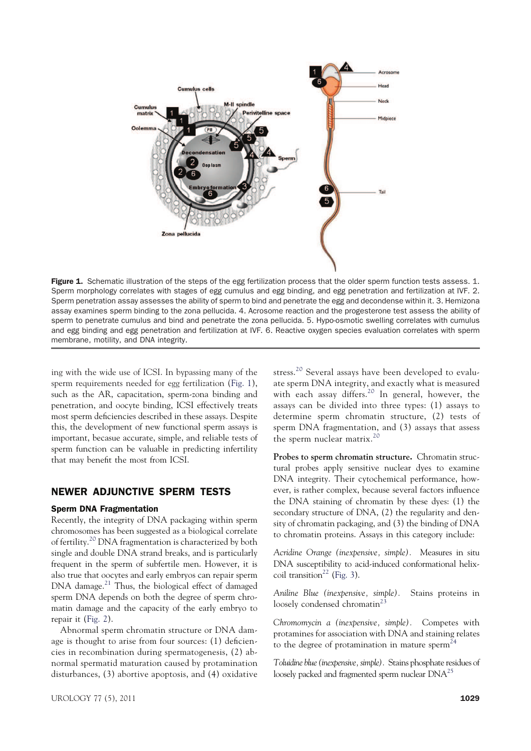Figure 1. Schematic illustration of the steps of the egg fertilization process that the older sperm function tests assess. 1. Sperm morphology correlates with stages of egg cumulus and egg binding, and egg penetration and fertilization at IVF. 2. Sperm penetration assay assesses the ability of sperm to bind and penetrate the egg and decondense within it. 3. Hemizona assay examines sperm binding to the zona pellucida. 4. Acrosome reaction and the progesterone test assess the ability of sperm to penetrate cumulus and bind and penetrate the zona pellucida. 5. Hypo-osmotic swelling correlates with cumulus and egg binding and egg penetration and fertilization at IVF. 6. Reactive oxygen species evaluation correlates with sperm membrane, motility, and DNA integrity.

ing with the wide use of ICSI. In bypassing many of the sperm requirements needed for egg fertilization (Fig. 1), such as the AR, capacitation, sperm-zona binding and penetration, and oocyte binding, ICSI effectively treats most sperm deficiencies described in these assays. Despite this, the development of new functional sperm assays is important, becasue accurate, simple, and reliable tests of sperm function can be valuable in predicting infertility that may benefit the most from ICSI.

## NEWER ADJUNCTIVE SPERM TESTS

### Sperm DNA Fragmentation

Recently, the integrity of DNA packaging within sperm chromosomes has been suggested as a biological correlate of fertility.[20] DNA fragmentation is characterized by both single and double DNA strand breaks, and is particularly frequent in the sperm of subfertile men. However, it is also true that oocytes and early embryos can repair sperm DNA damage.[21] Thus, the biological effect of damaged sperm DNA depends on both the degree of sperm chromatin damage and the capacity of the early embryo to repair it (Fig. 2).

Abnormal sperm chromatin structure or DNA damage is thought to arise from four sources: (1) deficiencies in recombination during spermatogenesis, (2) abnormal spermatid maturation caused by protamination disturbances, (3) abortive apoptosis, and (4) oxidative stress.[20] Several assays have been developed to evaluate sperm DNA integrity, and exactly what is measured with each assay differs.[20] In general, however, the assays can be divided into three types: (1) assays to determine sperm chromatin structure, (2) tests of sperm DNA fragmentation, and (3) assays that assess the sperm nuclear matrix.[20]

**Probes to sperm chromatin structure.** Chromatin structural probes apply sensitive nuclear dyes to examine DNA integrity. Their cytochemical performance, however, is rather complex, because several factors influence the DNA staining of chromatin by these dyes: (1) the secondary structure of DNA, (2) the regularity and density of chromatin packaging, and (3) the binding of DNA to chromatin proteins. Assays in this category include:

*Acridine Orange (inexpensive, simple).* Measures in situ DNA susceptibility to acid-induced conformational helix-coil transition[22] (Fig. 3).

*Aniline Blue (inexpensive, simple).* Stains proteins in loosely condensed chromatin[23]

*Chromomycin a (inexpensive, simple).* Competes with protamines for association with DNA and staining relates to the degree of protamination in mature sperm[24]

*Toluidine blue (inexpensive, simple).* Stains phosphate residues of loosely packed and fragmented sperm nuclear DNA[25]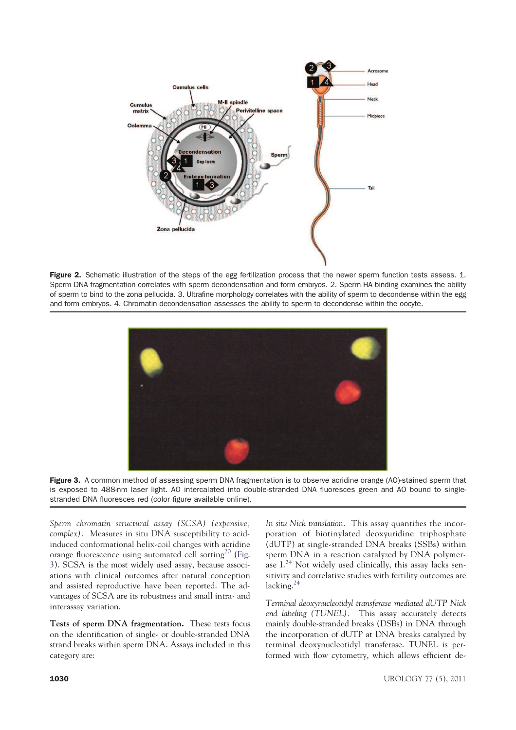**Figure 2.** Schematic illustration of the steps of the egg fertilization process that the newer sperm function tests assess. 1. Sperm DNA fragmentation correlates with sperm decondensation and form embryos. 2. Sperm HA binding examines the ability of sperm to bind to the zona pellucida. 3. Ultrafine morphology correlates with the ability of sperm to decondense within the egg and form embryos. 4. Chromatin decondensation assesses the ability to sperm to decondense within the oocyte.

**Figure 3.** A common method of assessing sperm DNA fragmentation is to observe acridine orange (AO)-stained sperm that is exposed to 488-nm laser light. AO intercalated into double-stranded DNA fluoresces green and AO bound to single-stranded DNA fluoresces red (color figure available online).

*Sperm chromatin structural assay (SCSA) (expensive, complex).* Measures in situ DNA susceptibility to acid-induced conformational helix-coil changes with acridine orange fluorescence using automated cell sorting[20] (Fig. 3). SCSA is the most widely used assay, because associations with clinical outcomes after natural conception and assisted reproductive have been reported. The advantages of SCSA are its robustness and small intra- and interassay variation.

**Tests of sperm DNA fragmentation.** These tests focus on the identification of single- or double-stranded DNA strand breaks within sperm DNA. Assays included in this category are:

*In situ Nick translation.* This assay quantifies the incorporation of biotinylated deoxyuridine triphosphate (dUTP) at single-stranded DNA breaks (SSBs) within sperm DNA in a reaction catalyzed by DNA polymerase I.[24] Not widely used clinically, this assay lacks sensitivity and correlative studies with fertility outcomes are lacking.[24]

*Terminal deoxynucleotidyl transferase mediated dUTP Nick end labeling (TUNEL).* This assay accurately detects mainly double-stranded breaks (DSBs) in DNA through the incorporation of dUTP at DNA breaks catalyzed by terminal deoxynucleotidyl transferase. TUNEL is performed with flow cytometry, which allows efficient de-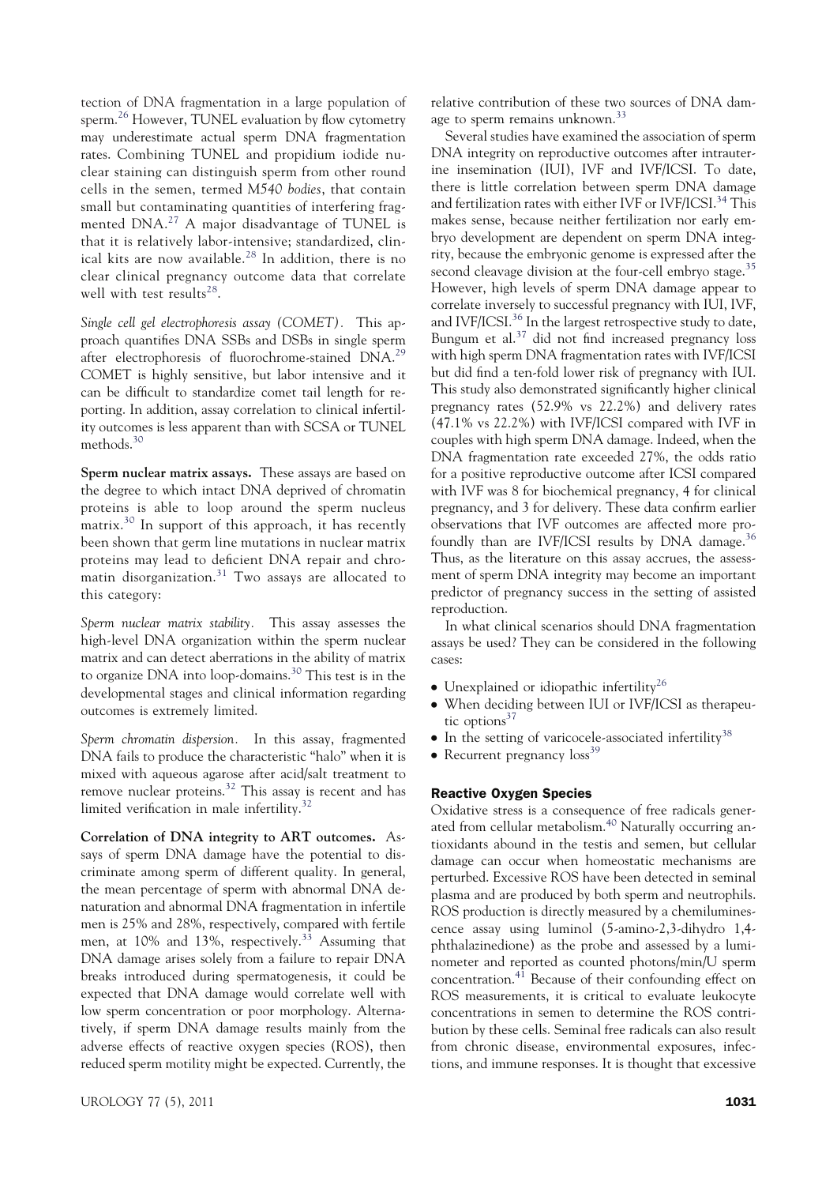tection of DNA fragmentation in a large population of sperm.[26] However, TUNEL evaluation by flow cytometry may underestimate actual sperm DNA fragmentation rates. Combining TUNEL and propidium iodide nuclear staining can distinguish sperm from other round cells in the semen, termed *M540 bodies*, that contain small but contaminating quantities of interfering fragmented DNA.[27] A major disadvantage of TUNEL is that it is relatively labor-intensive; standardized, clinical kits are now available.[28] In addition, there is no clear clinical pregnancy outcome data that correlate well with test results[28].

*Single cell gel electrophoresis assay (COMET).* This approach quantifies DNA SSBs and DSBs in single sperm after electrophoresis of fluorochrome-stained DNA.[29] COMET is highly sensitive, but labor intensive and it can be difficult to standardize comet tail length for reporting. In addition, assay correlation to clinical infertility outcomes is less apparent than with SCSA or TUNEL methods.[30]

**Sperm nuclear matrix assays.** These assays are based on the degree to which intact DNA deprived of chromatin proteins is able to loop around the sperm nucleus matrix.[30] In support of this approach, it has recently been shown that germ line mutations in nuclear matrix proteins may lead to deficient DNA repair and chromatin disorganization.[31] Two assays are allocated to this category:

*Sperm nuclear matrix stability.* This assay assesses the high-level DNA organization within the sperm nuclear matrix and can detect aberrations in the ability of matrix to organize DNA into loop-domains.[30] This test is in the developmental stages and clinical information regarding outcomes is extremely limited.

*Sperm chromatin dispersion.* In this assay, fragmented DNA fails to produce the characteristic "halo" when it is mixed with aqueous agarose after acid/salt treatment to remove nuclear proteins.[32] This assay is recent and has limited verification in male infertility.[32]

**Correlation of DNA integrity to ART outcomes.** Assays of sperm DNA damage have the potential to discriminate among sperm of different quality. In general, the mean percentage of sperm with abnormal DNA denaturation and abnormal DNA fragmentation in infertile men is 25% and 28%, respectively, compared with fertile men, at 10% and 13%, respectively.[33] Assuming that DNA damage arises solely from a failure to repair DNA breaks introduced during spermatogenesis, it could be expected that DNA damage would correlate well with low sperm concentration or poor morphology. Alternatively, if sperm DNA damage results mainly from the adverse effects of reactive oxygen species (ROS), then reduced sperm motility might be expected. Currently, the relative contribution of these two sources of DNA damage to sperm remains unknown.[33]

Several studies have examined the association of sperm DNA integrity on reproductive outcomes after intrauterine insemination (IUI), IVF and IVF/ICSI. To date, there is little correlation between sperm DNA damage and fertilization rates with either IVF or IVF/ICSI.[34] This makes sense, because neither fertilization nor early embryo development are dependent on sperm DNA integrity, because the embryonic genome is expressed after the second cleavage division at the four-cell embryo stage.[35] However, high levels of sperm DNA damage appear to correlate inversely to successful pregnancy with IUI, IVF, and IVF/ICSI.[36] In the largest retrospective study to date, Bungum et al.[37] did not find increased pregnancy loss with high sperm DNA fragmentation rates with IVF/ICSI but did find a ten-fold lower risk of pregnancy with IUI. This study also demonstrated significantly higher clinical pregnancy rates (52.9% vs 22.2%) and delivery rates (47.1% vs 22.2%) with IVF/ICSI compared with IVF in couples with high sperm DNA damage. Indeed, when the DNA fragmentation rate exceeded 27%, the odds ratio for a positive reproductive outcome after ICSI compared with IVF was 8 for biochemical pregnancy, 4 for clinical pregnancy, and 3 for delivery. These data confirm earlier observations that IVF outcomes are affected more profoundly than are IVF/ICSI results by DNA damage.[36] Thus, as the literature on this assay accrues, the assessment of sperm DNA integrity may become an important predictor of pregnancy success in the setting of assisted reproduction.

In what clinical scenarios should DNA fragmentation assays be used? They can be considered in the following cases:

- Unexplained or idiopathic infertility[26]
- When deciding between IUI or IVF/ICSI as therapeutic options[37]
- In the setting of varicocele-associated infertility[38]
- Recurrent pregnancy loss[39]

### Reactive Oxygen Species

Oxidative stress is a consequence of free radicals generated from cellular metabolism.[40] Naturally occurring antioxidants abound in the testis and semen, but cellular damage can occur when homeostatic mechanisms are perturbed. Excessive ROS have been detected in seminal plasma and are produced by both sperm and neutrophils. ROS production is directly measured by a chemiluminescence assay using luminol (5-amino-2,3-dihydro 1,4-phthalazinedione) as the probe and assessed by a luminometer and reported as counted photons/min/U sperm concentration.[41] Because of their confounding effect on ROS measurements, it is critical to evaluate leukocyte concentrations in semen to determine the ROS contribution by these cells. Seminal free radicals can also result from chronic disease, environmental exposures, infections, and immune responses. It is thought that excessive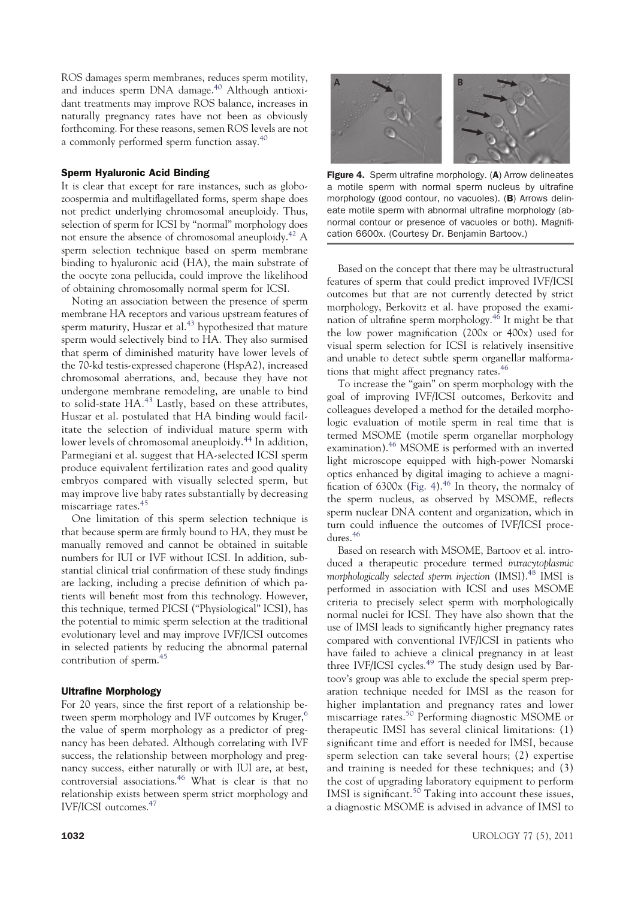ROS damages sperm membranes, reduces sperm motility, and induces sperm DNA damage.[40] Although antioxidant treatments may improve ROS balance, increases in naturally pregnancy rates have not been as obviously forthcoming. For these reasons, semen ROS levels are not a commonly performed sperm function assay.[40]

### Sperm Hyaluronic Acid Binding

It is clear that except for rare instances, such as globozoospermia and multiflagellated forms, sperm shape does not predict underlying chromosomal aneuploidy. Thus, selection of sperm for ICSI by "normal" morphology does not ensure the absence of chromosomal aneuploidy.[42] A sperm selection technique based on sperm membrane binding to hyaluronic acid (HA), the main substrate of the oocyte zona pellucida, could improve the likelihood of obtaining chromosomally normal sperm for ICSI.

Noting an association between the presence of sperm membrane HA receptors and various upstream features of sperm maturity, Huszar et al.[43] hypothesized that mature sperm would selectively bind to HA. They also surmised that sperm of diminished maturity have lower levels of the 70-kd testis-expressed chaperone (HspA2), increased chromosomal aberrations, and, because they have not undergone membrane remodeling, are unable to bind to solid-state HA.[43] Lastly, based on these attributes, Huszar et al. postulated that HA binding would facilitate the selection of individual mature sperm with lower levels of chromosomal aneuploidy.[44] In addition, Parmegiani et al. suggest that HA-selected ICSI sperm produce equivalent fertilization rates and good quality embryos compared with visually selected sperm, but may improve live baby rates substantially by decreasing miscarriage rates.[45]

One limitation of this sperm selection technique is that because sperm are firmly bound to HA, they must be manually removed and cannot be obtained in suitable numbers for IUI or IVF without ICSI. In addition, substantial clinical trial confirmation of these study findings are lacking, including a precise definition of which patients will benefit most from this technology. However, this technique, termed PICSI ("Physiological" ICSI), has the potential to mimic sperm selection at the traditional evolutionary level and may improve IVF/ICSI outcomes in selected patients by reducing the abnormal paternal contribution of sperm.[45]

### Ultrafine Morphology

For 20 years, since the first report of a relationship between sperm morphology and IVF outcomes by Kruger,[6] the value of sperm morphology as a predictor of pregnancy has been debated. Although correlating with IVF success, the relationship between morphology and pregnancy success, either naturally or with IUI are, at best, controversial associations.[46] What is clear is that no relationship exists between sperm strict morphology and IVF/ICSI outcomes.[47]

**Figure 4.** Sperm ultrafine morphology. (**A**) Arrow delineates a motile sperm with normal sperm nucleus by ultrafine morphology (good contour, no vacuoles). (**B**) Arrows delineate motile sperm with abnormal ultrafine morphology (abnormal contour or presence of vacuoles or both). Magnification 6600x. (Courtesy Dr. Benjamin Bartoov.)

Based on the concept that there may be ultrastructural features of sperm that could predict improved IVF/ICSI outcomes but that are not currently detected by strict morphology, Berkovitz et al. have proposed the examination of ultrafine sperm morphology.[46] It might be that the low power magnification (200x or 400x) used for visual sperm selection for ICSI is relatively insensitive and unable to detect subtle sperm organellar malformations that might affect pregnancy rates.[46]

To increase the "gain" on sperm morphology with the goal of improving IVF/ICSI outcomes, Berkovitz and colleagues developed a method for the detailed morphologic evaluation of motile sperm in real time that is termed MSOME (motile sperm organellar morphology examination).[46] MSOME is performed with an inverted light microscope equipped with high-power Nomarski optics enhanced by digital imaging to achieve a magnification of 6300x (Fig. 4).[46] In theory, the normalcy of the sperm nucleus, as observed by MSOME, reflects sperm nuclear DNA content and organization, which in turn could influence the outcomes of IVF/ICSI procedures.[46]

Based on research with MSOME, Bartoov et al. introduced a therapeutic procedure termed *intracytoplasmic morphologically selected sperm injection* (IMSI).[48] IMSI is performed in association with ICSI and uses MSOME criteria to precisely select sperm with morphologically normal nuclei for ICSI. They have also shown that the use of IMSI leads to significantly higher pregnancy rates compared with conventional IVF/ICSI in patients who have failed to achieve a clinical pregnancy in at least three IVF/ICSI cycles.[49] The study design used by Bartoov's group was able to exclude the special sperm preparation technique needed for IMSI as the reason for higher implantation and pregnancy rates and lower miscarriage rates.[50] Performing diagnostic MSOME or therapeutic IMSI has several clinical limitations: (1) significant time and effort is needed for IMSI, because sperm selection can take several hours; (2) expertise and training is needed for these techniques; and (3) the cost of upgrading laboratory equipment to perform IMSI is significant.[50] Taking into account these issues, a diagnostic MSOME is advised in advance of IMSI to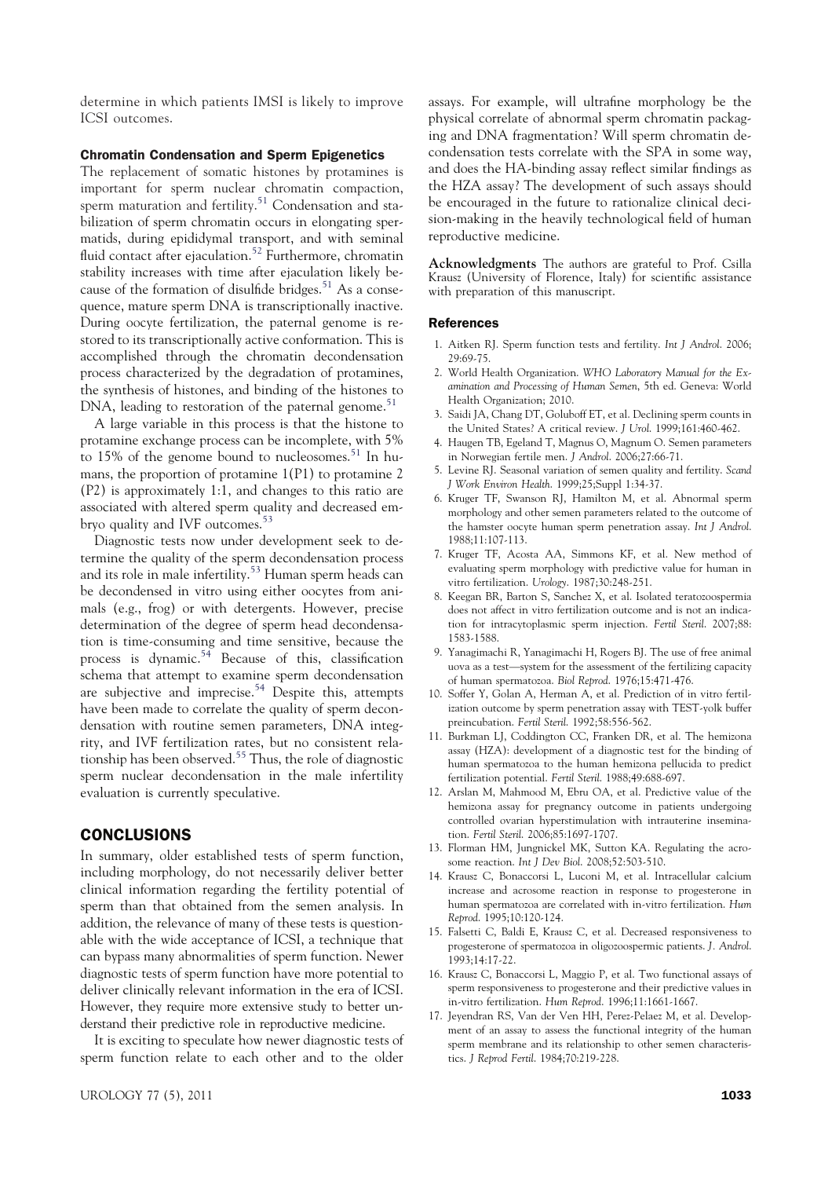determine in which patients IMSI is likely to improve ICSI outcomes.

### Chromatin Condensation and Sperm Epigenetics

The replacement of somatic histones by protamines is important for sperm nuclear chromatin compaction, sperm maturation and fertility.[51] Condensation and stabilization of sperm chromatin occurs in elongating spermatids, during epididymal transport, and with seminal fluid contact after ejaculation.[52] Furthermore, chromatin stability increases with time after ejaculation likely because of the formation of disulfide bridges.[51] As a consequence, mature sperm DNA is transcriptionally inactive. During oocyte fertilization, the paternal genome is restored to its transcriptionally active conformation. This is accomplished through the chromatin decondensation process characterized by the degradation of protamines, the synthesis of histones, and binding of the histones to DNA, leading to restoration of the paternal genome.[51]

A large variable in this process is that the histone to protamine exchange process can be incomplete, with 5% to 15% of the genome bound to nucleosomes.[51] In humans, the proportion of protamine 1(P1) to protamine 2 (P2) is approximately 1:1, and changes to this ratio are associated with altered sperm quality and decreased embryo quality and IVF outcomes.[53]

Diagnostic tests now under development seek to determine the quality of the sperm decondensation process and its role in male infertility.[53] Human sperm heads can be decondensed in vitro using either oocytes from animals (e.g., frog) or with detergents. However, precise determination of the degree of sperm head decondensation is time-consuming and time sensitive, because the process is dynamic.[54] Because of this, classification schema that attempt to examine sperm decondensation are subjective and imprecise.[54] Despite this, attempts have been made to correlate the quality of sperm decondensation with routine semen parameters, DNA integrity, and IVF fertilization rates, but no consistent relationship has been observed.[55] Thus, the role of diagnostic sperm nuclear decondensation in the male infertility evaluation is currently speculative.

## CONCLUSIONS

In summary, older established tests of sperm function, including morphology, do not necessarily deliver better clinical information regarding the fertility potential of sperm than that obtained from the semen analysis. In addition, the relevance of many of these tests is questionable with the wide acceptance of ICSI, a technique that can bypass many abnormalities of sperm function. Newer diagnostic tests of sperm function have more potential to deliver clinically relevant information in the era of ICSI. However, they require more extensive study to better understand their predictive role in reproductive medicine.

It is exciting to speculate how newer diagnostic tests of sperm function relate to each other and to the older assays. For example, will ultrafine morphology be the physical correlate of abnormal sperm chromatin packaging and DNA fragmentation? Will sperm chromatin decondensation tests correlate with the SPA in some way, and does the HA-binding assay reflect similar findings as the HZA assay? The development of such assays should be encouraged in the future to rationalize clinical decision-making in the heavily technological field of human reproductive medicine.

**Acknowledgments** The authors are grateful to Prof. Csilla Krausz (University of Florence, Italy) for scientific assistance with preparation of this manuscript.

### References

1. Aitken RJ. Sperm function tests and fertility. *Int J Androl.* 2006; 29:69-75.
2. World Health Organization. *WHO Laboratory Manual for the Examination and Processing of Human Semen*, 5th ed. Geneva: World Health Organization; 2010.
3. Saidi JA, Chang DT, Goluboff ET, et al. Declining sperm counts in the United States? A critical review. *J Urol.* 1999;161:460-462.
4. Haugen TB, Egeland T, Magnus O, Magnum O. Semen parameters in Norwegian fertile men. *J Androl.* 2006;27:66-71.
5. Levine RJ. Seasonal variation of semen quality and fertility. *Scand J Work Environ Health.* 1999;25;Suppl 1:34-37.
6. Kruger TF, Swanson RJ, Hamilton M, et al. Abnormal sperm morphology and other semen parameters related to the outcome of the hamster oocyte human sperm penetration assay. *Int J Androl.* 1988;11:107-113.
7. Kruger TF, Acosta AA, Simmons KF, et al. New method of evaluating sperm morphology with predictive value for human in vitro fertilization. *Urology.* 1987;30:248-251.
8. Keegan BR, Barton S, Sanchez X, et al. Isolated teratozoospermia does not affect in vitro fertilization outcome and is not an indication for intracytoplasmic sperm injection. *Fertil Steril.* 2007;88: 1583-1588.
9. Yanagimachi R, Yanagimachi H, Rogers BJ. The use of free animal uova as a test—system for the assessment of the fertilizing capacity of human spermatozoa. *Biol Reprod.* 1976;15:471-476.
10. Soffer Y, Golan A, Herman A, et al. Prediction of in vitro fertilization outcome by sperm penetration assay with TEST-yolk buffer preincubation. *Fertil Steril.* 1992;58:556-562.
11. Burkman LJ, Coddington CC, Franken DR, et al. The hemizona assay (HZA): development of a diagnostic test for the binding of human spermatozoa to the human hemizona pellucida to predict fertilization potential. *Fertil Steril.* 1988;49:688-697.
12. Arslan M, Mahmood M, Ebru OA, et al. Predictive value of the hemizona assay for pregnancy outcome in patients undergoing controlled ovarian hyperstimulation with intrauterine insemination. *Fertil Steril.* 2006;85:1697-1707.
13. Florman HM, Jungnickel MK, Sutton KA. Regulating the acrosome reaction. *Int J Dev Biol.* 2008;52:503-510.
14. Krausz C, Bonaccorsi L, Luconi M, et al. Intracellular calcium increase and acrosome reaction in response to progesterone in human spermatozoa are correlated with in-vitro fertilization. *Hum Reprod.* 1995;10:120-124.
15. Falsetti C, Baldi E, Krausz C, et al. Decreased responsiveness to progesterone of spermatozoa in oligozoospermic patients. *J. Androl.* 1993;14:17-22.
16. Krausz C, Bonaccorsi L, Maggio P, et al. Two functional assays of sperm responsiveness to progesterone and their predictive values in in-vitro fertilization. *Hum Reprod.* 1996;11:1661-1667.
17. Jeyendran RS, Van der Ven HH, Perez-Pelaez M, et al. Development of an assay to assess the functional integrity of the human sperm membrane and its relationship to other semen characteristics. *J Reprod Fertil.* 1984;70:219-228.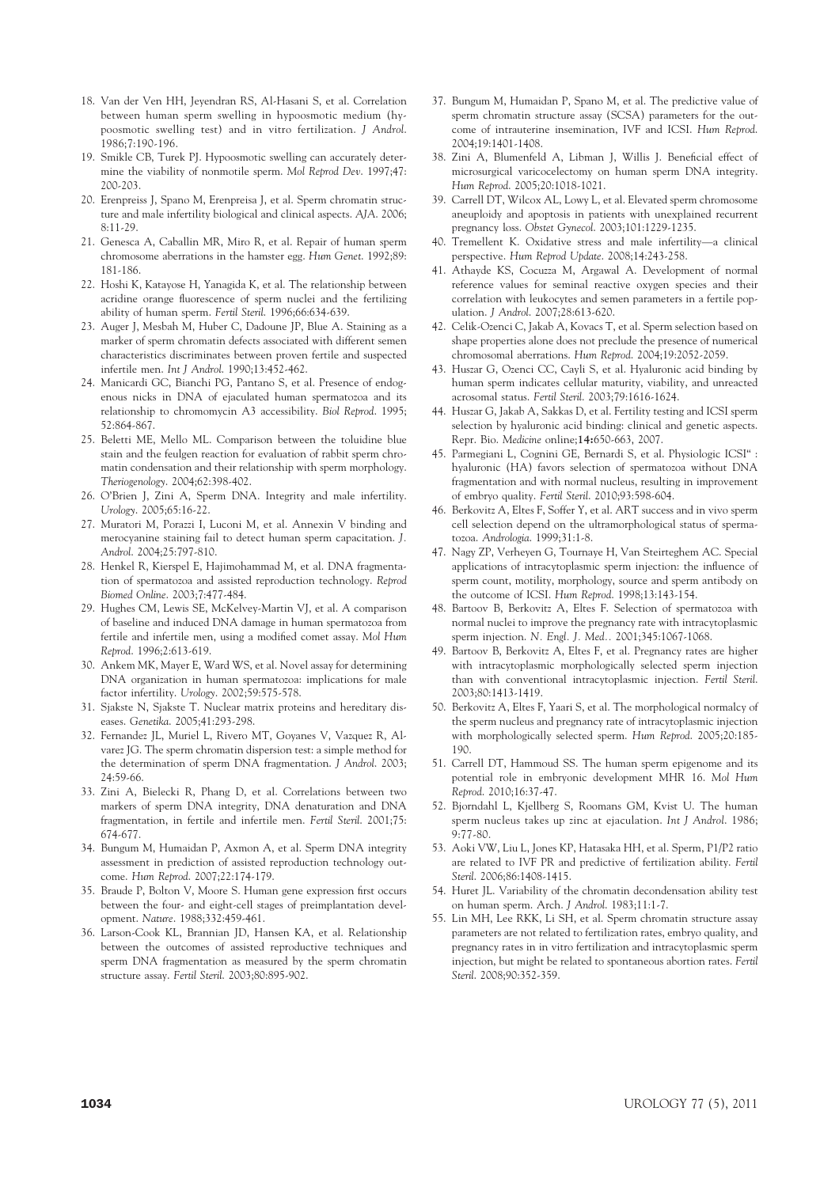18. Van der Ven HH, Jeyendran RS, Al-Hasani S, et al. Correlation between human sperm swelling in hypoosmotic medium (hypoosmotic swelling test) and in vitro fertilization. *J Androl.* 1986;7:190-196.
19. Smikle CB, Turek PJ. Hypoosmotic swelling can accurately determine the viability of nonmotile sperm. *Mol Reprod Dev.* 1997;47:200-203.
20. Erenpreiss J, Spano M, Erenpreisa J, et al. Sperm chromatin structure and male infertility biological and clinical aspects. *AJA.* 2006;8:11-29.
21. Genesca A, Caballin MR, Miro R, et al. Repair of human sperm chromosome aberrations in the hamster egg. *Hum Genet.* 1992;89:181-186.
22. Hoshi K, Katayose H, Yanagida K, et al. The relationship between acridine orange fluorescence of sperm nuclei and the fertilizing ability of human sperm. *Fertil Steril.* 1996;66:634-639.
23. Auger J, Mesbah M, Huber C, Dadoune JP, Blue A. Staining as a marker of sperm chromatin defects associated with different semen characteristics discriminates between proven fertile and suspected infertile men. *Int J Androl.* 1990;13:452-462.
24. Manicardi GC, Bianchi PG, Pantano S, et al. Presence of endogenous nicks in DNA of ejaculated human spermatozoa and its relationship to chromomycin A3 accessibility. *Biol Reprod.* 1995;52:864-867.
25. Beletti ME, Mello ML. Comparison between the toluidine blue stain and the feulgen reaction for evaluation of rabbit sperm chromatin condensation and their relationship with sperm morphology. *Theriogenology.* 2004;62:398-402.
26. O'Brien J, Zini A, Sperm DNA. Integrity and male infertility. *Urology.* 2005;65:16-22.
27. Muratori M, Porazzi I, Luconi M, et al. Annexin V binding and merocyanine staining fail to detect human sperm capacitation. *J. Androl.* 2004;25:797-810.
28. Henkel R, Kierspel E, Hajimohammad M, et al. DNA fragmentation of spermatozoa and assisted reproduction technology. *Reprod Biomed Online.* 2003;7:477-484.
29. Hughes CM, Lewis SE, McKelvey-Martin VJ, et al. A comparison of baseline and induced DNA damage in human spermatozoa from fertile and infertile men, using a modified comet assay. *Mol Hum Reprod.* 1996;2:613-619.
30. Ankem MK, Mayer E, Ward WS, et al. Novel assay for determining DNA organization in human spermatozoa: implications for male factor infertility. *Urology.* 2002;59:575-578.
31. Sjakste N, Sjakste T. Nuclear matrix proteins and hereditary diseases. *Genetika.* 2005;41:293-298.
32. Fernandez JL, Muriel L, Rivero MT, Goyanes V, Vazquez R, Alvarez JG. The sperm chromatin dispersion test: a simple method for the determination of sperm DNA fragmentation. *J Androl.* 2003;24:59-66.
33. Zini A, Bielecki R, Phang D, et al. Correlations between two markers of sperm DNA integrity, DNA denaturation and DNA fragmentation, in fertile and infertile men. *Fertil Steril.* 2001;75:674-677.
34. Bungum M, Humaidan P, Axmon A, et al. Sperm DNA integrity assessment in prediction of assisted reproduction technology outcome. *Hum Reprod.* 2007;22:174-179.
35. Braude P, Bolton V, Moore S. Human gene expression first occurs between the four- and eight-cell stages of preimplantation development. *Nature.* 1988;332:459-461.
36. Larson-Cook KL, Brannian JD, Hansen KA, et al. Relationship between the outcomes of assisted reproductive techniques and sperm DNA fragmentation as measured by the sperm chromatin structure assay. *Fertil Steril.* 2003;80:895-902.
37. Bungum M, Humaidan P, Spano M, et al. The predictive value of sperm chromatin structure assay (SCSA) parameters for the outcome of intrauterine insemination, IVF and ICSI. *Hum Reprod.* 2004;19:1401-1408.
38. Zini A, Blumenfeld A, Libman J, Willis J. Beneficial effect of microsurgical varicocelectomy on human sperm DNA integrity. *Hum Reprod.* 2005;20:1018-1021.
39. Carrell DT, Wilcox AL, Lowy L, et al. Elevated sperm chromosome aneuploidy and apoptosis in patients with unexplained recurrent pregnancy loss. *Obstet Gynecol.* 2003;101:1229-1235.
40. Tremellent K. Oxidative stress and male infertility—a clinical perspective. *Hum Reprod Update.* 2008;14:243-258.
41. Athayde KS, Cocuzza M, Argawal A. Development of normal reference values for seminal reactive oxygen species and their correlation with leukocytes and semen parameters in a fertile population. *J Androl.* 2007;28:613-620.
42. Celik-Ozenci C, Jakab A, Kovacs T, et al. Sperm selection based on shape properties alone does not preclude the presence of numerical chromosomal aberrations. *Hum Reprod.* 2004;19:2052-2059.
43. Huszar G, Ozenci CC, Cayli S, et al. Hyaluronic acid binding by human sperm indicates cellular maturity, viability, and unreacted acrosomal status. *Fertil Steril.* 2003;79:1616-1624.
44. Huszar G, Jakab A, Sakkas D, et al. Fertility testing and ICSI sperm selection by hyaluronic acid binding: clinical and genetic aspects. Repr. Bio. *Medicine* online;**14:**650-663, 2007.
45. Parmegiani L, Cognini GE, Bernardi S, et al. Physiologic ICSI" : hyaluronic (HA) favors selection of spermatozoa without DNA fragmentation and with normal nucleus, resulting in improvement of embryo quality. *Fertil Steril.* 2010;93:598-604.
46. Berkovitz A, Eltes F, Soffer Y, et al. ART success and in vivo sperm cell selection depend on the ultramorphological status of spermatozoa. *Andrologia.* 1999;31:1-8.
47. Nagy ZP, Verheyen G, Tournaye H, Van Steirteghem AC. Special applications of intracytoplasmic sperm injection: the influence of sperm count, motility, morphology, source and sperm antibody on the outcome of ICSI. *Hum Reprod.* 1998;13:143-154.
48. Bartoov B, Berkovitz A, Eltes F. Selection of spermatozoa with normal nuclei to improve the pregnancy rate with intracytoplasmic sperm injection. *N. Engl. J. Med..* 2001;345:1067-1068.
49. Bartoov B, Berkovitz A, Eltes F, et al. Pregnancy rates are higher with intracytoplasmic morphologically selected sperm injection than with conventional intracytoplasmic injection. *Fertil Steril.* 2003;80:1413-1419.
50. Berkovitz A, Eltes F, Yaari S, et al. The morphological normalcy of the sperm nucleus and pregnancy rate of intracytoplasmic injection with morphologically selected sperm. *Hum Reprod.* 2005;20:185-190.
51. Carrell DT, Hammoud SS. The human sperm epigenome and its potential role in embryonic development MHR 16. *Mol Hum Reprod.* 2010;16:37-47.
52. Bjorndahl L, Kjellberg S, Roomans GM, Kvist U. The human sperm nucleus takes up zinc at ejaculation. *Int J Androl.* 1986;9:77-80.
53. Aoki VW, Liu L, Jones KP, Hatasaka HH, et al. Sperm, P1/P2 ratio are related to IVF PR and predictive of fertilization ability. *Fertil Steril.* 2006;86:1408-1415.
54. Huret JL. Variability of the chromatin decondensation ability test on human sperm. Arch. *J Androl.* 1983;11:1-7.
55. Lin MH, Lee RKK, Li SH, et al. Sperm chromatin structure assay parameters are not related to fertilization rates, embryo quality, and pregnancy rates in in vitro fertilization and intracytoplasmic sperm injection, but might be related to spontaneous abortion rates. *Fertil Steril.* 2008;90:352-359.